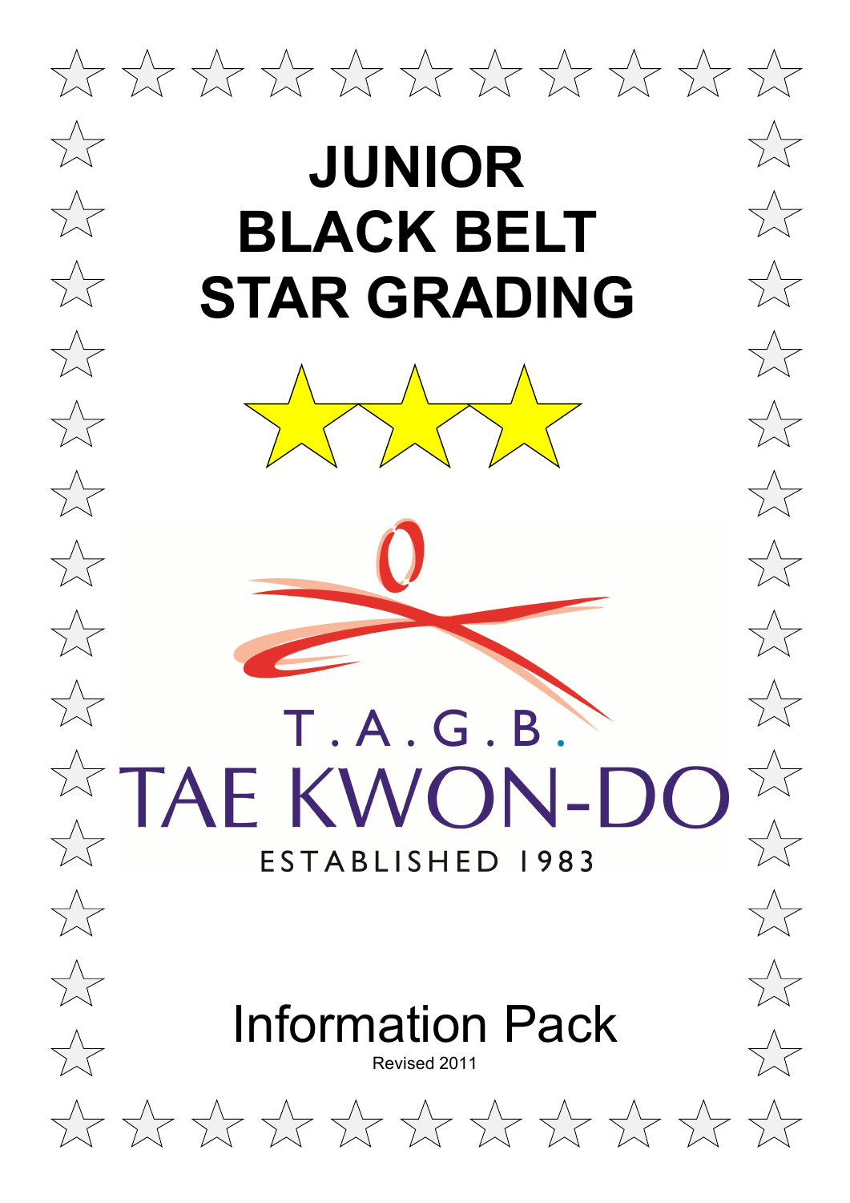# JUNIOR BLACK BELT STAR GRADING

T.A.G.B.

TAE KWON-DO

ESTABLISHED 1983

## Information Pack

Revised 2011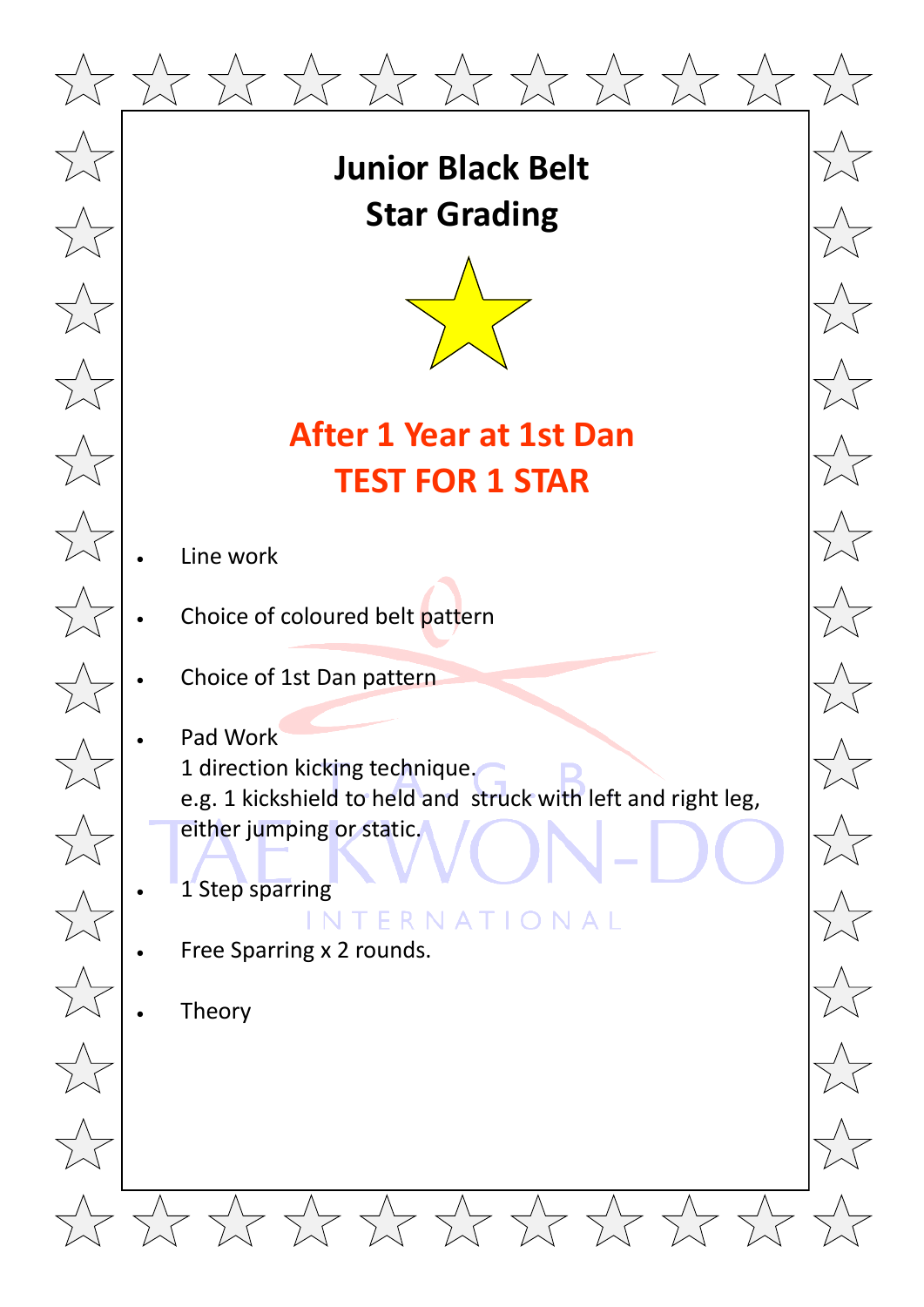# Junior Black Belt
# Star Grading

## After 1 Year at 1st Dan
## TEST FOR 1 STAR

- Line work
- Choice of coloured belt pattern
- Choice of 1st Dan pattern
- Pad Work
  1 direction kicking technique.
  e.g. 1 kickshield to held and struck with left and right leg, either jumping or static.
- 1 Step sparring
- Free Sparring x 2 rounds.
- Theory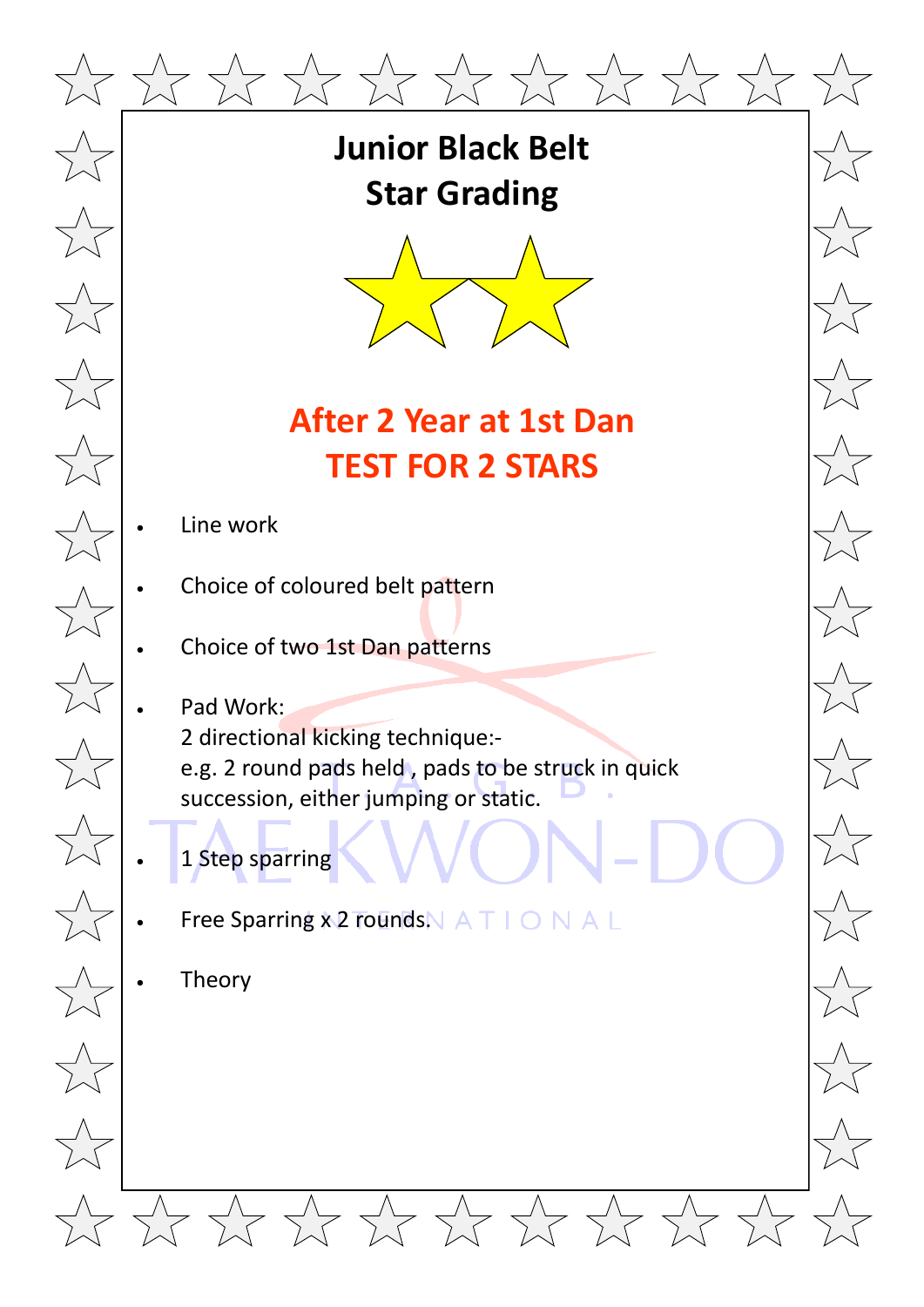# Junior Black Belt
# Star Grading

## After 2 Year at 1st Dan
## TEST FOR 2 STARS

- Line work
- Choice of coloured belt pattern
- Choice of two 1st Dan patterns
- Pad Work:
  2 directional kicking technique:-
  e.g. 2 round pads held , pads to be struck in quick succession, either jumping or static.
- 1 Step sparring
- Free Sparring x 2 rounds.
- Theory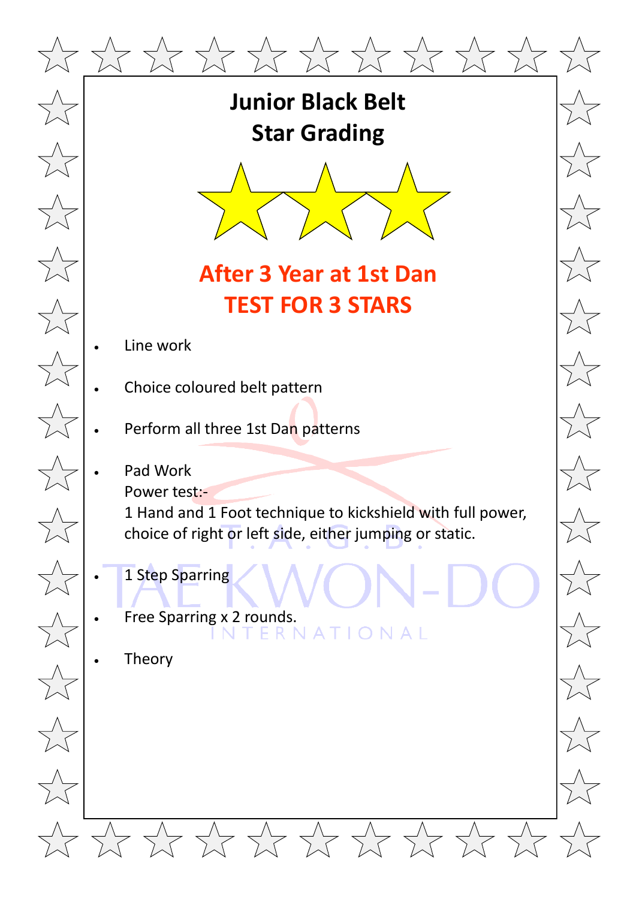# Junior Black Belt
# Star Grading

## After 3 Year at 1st Dan
## TEST FOR 3 STARS

- Line work
- Choice coloured belt pattern
- Perform all three 1st Dan patterns
- Pad Work
  Power test:-
  1 Hand and 1 Foot technique to kickshield with full power, choice of right or left side, either jumping or static.
- 1 Step Sparring
- Free Sparring x 2 rounds.
- Theory